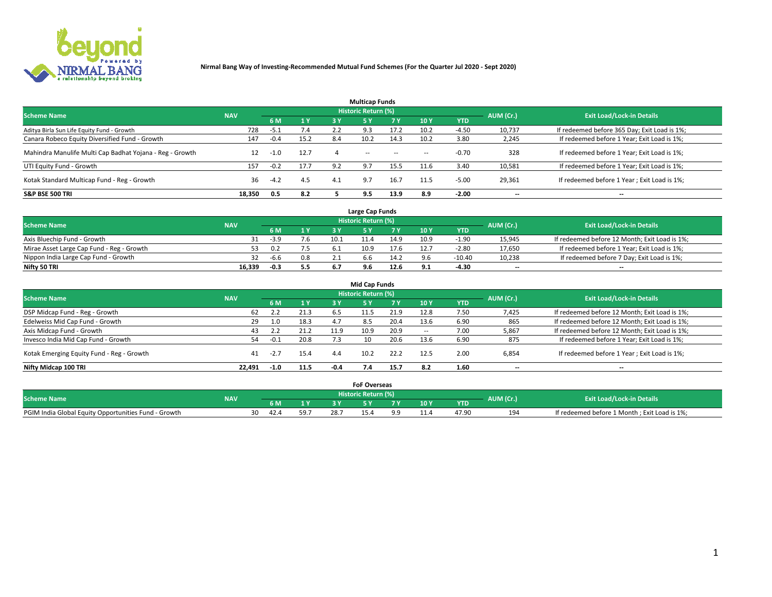**Nirmal Bang Way of Investing-Recommended Mutual Fund Schemes (For the Quarter Jul 2020 - Sept 2020)**

## Multicap Funds

| Scheme Name | NAV | Historic Return (%) | | | | | | | AUM (Cr.) | Exit Load/Lock-in Details |
|---|---|---|---|---|---|---|---|---|---|---|
| | | 6 M | 1 Y | 3 Y | 5 Y | 7 Y | 10 Y | YTD | | |
| Aditya Birla Sun Life Equity Fund - Growth | 728 | -5.1 | 7.4 | 2.2 | 9.3 | 17.2 | 10.2 | -4.50 | 10,737 | If redeemed before 365 Day; Exit Load is 1%; |
| Canara Robeco Equity Diversified Fund - Growth | 147 | -0.4 | 15.2 | 8.4 | 10.2 | 14.3 | 10.2 | 3.80 | 2,245 | If redeemed before 1 Year; Exit Load is 1%; |
| Mahindra Manulife Multi Cap Badhat Yojana - Reg - Growth | 12 | -1.0 | 12.7 | 4 | -- | -- | -- | -0.70 | 328 | If redeemed before 1 Year; Exit Load is 1%; |
| UTI Equity Fund - Growth | 157 | -0.2 | 17.7 | 9.2 | 9.7 | 15.5 | 11.6 | 3.40 | 10,581 | If redeemed before 1 Year; Exit Load is 1%; |
| Kotak Standard Multicap Fund - Reg - Growth | 36 | -4.2 | 4.5 | 4.1 | 9.7 | 16.7 | 11.5 | -5.00 | 29,361 | If redeemed before 1 Year ; Exit Load is 1%; |
| **S&P BSE 500 TRI** | **18,350** | **0.5** | **8.2** | **5** | **9.5** | **13.9** | **8.9** | **-2.00** | **--** | **--** |

## Large Cap Funds

| Scheme Name | NAV | Historic Return (%) | | | | | | | AUM (Cr.) | Exit Load/Lock-in Details |
|---|---|---|---|---|---|---|---|---|---|---|
| | | 6 M | 1 Y | 3 Y | 5 Y | 7 Y | 10 Y | YTD | | |
| Axis Bluechip Fund - Growth | 31 | -3.9 | 7.6 | 10.1 | 11.4 | 14.9 | 10.9 | -1.90 | 15,945 | If redeemed before 12 Month; Exit Load is 1%; |
| Mirae Asset Large Cap Fund - Reg - Growth | 53 | 0.2 | 7.5 | 6.1 | 10.9 | 17.6 | 12.7 | -2.80 | 17,650 | If redeemed before 1 Year; Exit Load is 1%; |
| Nippon India Large Cap Fund - Growth | 32 | -6.6 | 0.8 | 2.1 | 6.6 | 14.2 | 9.6 | -10.40 | 10,238 | If redeemed before 7 Day; Exit Load is 1%; |
| **Nifty 50 TRI** | **16,339** | **-0.3** | **5.5** | **6.7** | **9.6** | **12.6** | **9.1** | **-4.30** | **--** | **--** |

## Mid Cap Funds

| Scheme Name | NAV | Historic Return (%) | | | | | | | AUM (Cr.) | Exit Load/Lock-in Details |
|---|---|---|---|---|---|---|---|---|---|---|
| | | 6 M | 1 Y | 3 Y | 5 Y | 7 Y | 10 Y | YTD | | |
| DSP Midcap Fund - Reg - Growth | 62 | 2.2 | 21.3 | 6.5 | 11.5 | 21.9 | 12.8 | 7.50 | 7,425 | If redeemed before 12 Month; Exit Load is 1%; |
| Edelweiss Mid Cap Fund - Growth | 29 | 1.0 | 18.3 | 4.7 | 8.5 | 20.4 | 13.6 | 6.90 | 865 | If redeemed before 12 Month; Exit Load is 1%; |
| Axis Midcap Fund - Growth | 43 | 2.2 | 21.2 | 11.9 | 10.9 | 20.9 | -- | 7.00 | 5,867 | If redeemed before 12 Month; Exit Load is 1%; |
| Invesco India Mid Cap Fund - Growth | 54 | -0.1 | 20.8 | 7.3 | 10 | 20.6 | 13.6 | 6.90 | 875 | If redeemed before 1 Year; Exit Load is 1%; |
| Kotak Emerging Equity Fund - Reg - Growth | 41 | -2.7 | 15.4 | 4.4 | 10.2 | 22.2 | 12.5 | 2.00 | 6,854 | If redeemed before 1 Year ; Exit Load is 1%; |
| **Nifty Midcap 100 TRI** | **22,491** | **-1.0** | **11.5** | **-0.4** | **7.4** | **15.7** | **8.2** | **1.60** | **--** | **--** |

## FoF Overseas

| Scheme Name | NAV | Historic Return (%) | | | | | | | AUM (Cr.) | Exit Load/Lock-in Details |
|---|---|---|---|---|---|---|---|---|---|---|
| | | 6 M | 1 Y | 3 Y | 5 Y | 7 Y | 10 Y | YTD | | |
| PGIM India Global Equity Opportunities Fund - Growth | 30 | 42.4 | 59.7 | 28.7 | 15.4 | 9.9 | 11.4 | 47.90 | 194 | If redeemed before 1 Month ; Exit Load is 1%; |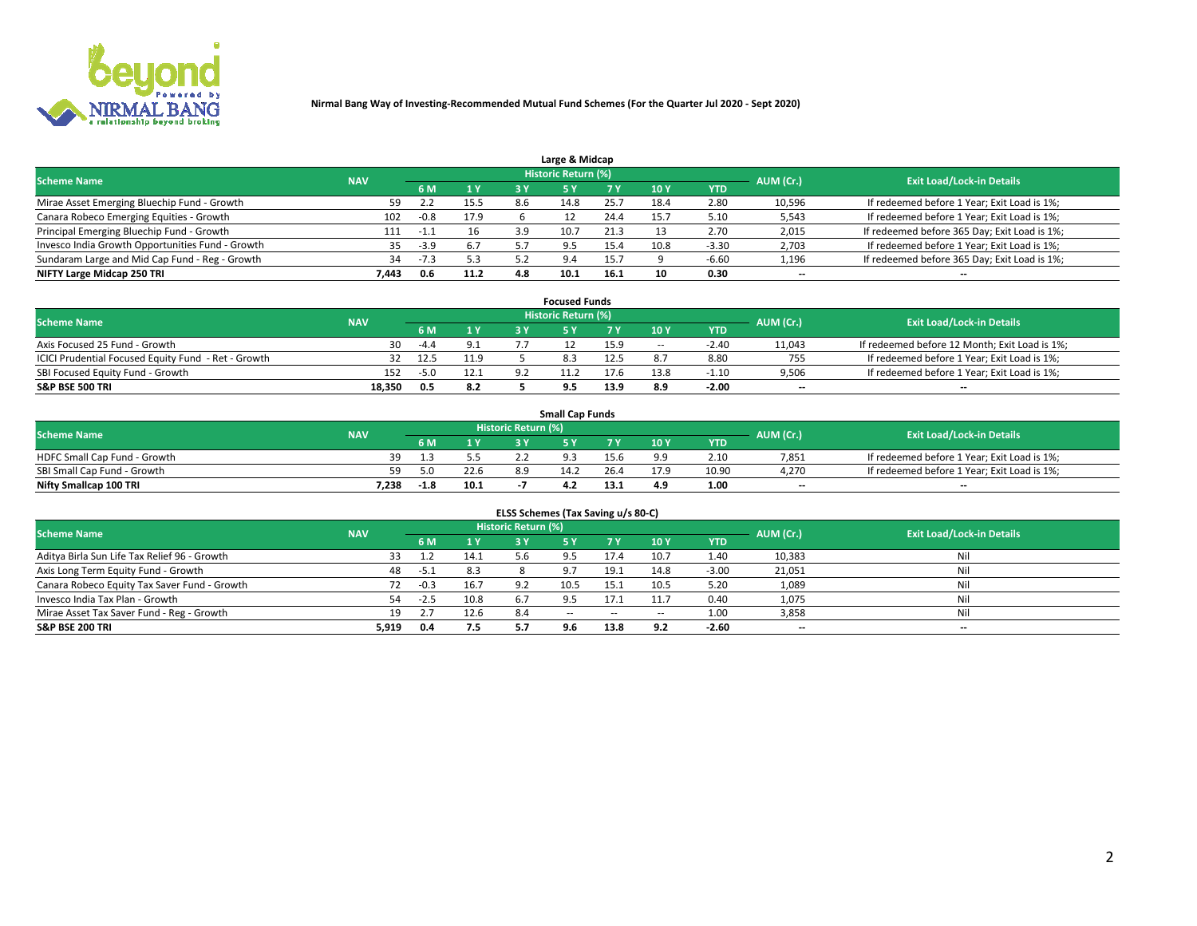**Nirmal Bang Way of Investing-Recommended Mutual Fund Schemes (For the Quarter Jul 2020 - Sept 2020)**

## Large & Midcap

| Scheme Name | NAV | Historic Return (%) | | | | | | | AUM (Cr.) | Exit Load/Lock-in Details |
|---|---|---|---|---|---|---|---|---|---|---|
| | | 6 M | 1 Y | 3 Y | 5 Y | 7 Y | 10 Y | YTD | | |
| Mirae Asset Emerging Bluechip Fund - Growth | 59 | 2.2 | 15.5 | 8.6 | 14.8 | 25.7 | 18.4 | 2.80 | 10,596 | If redeemed before 1 Year; Exit Load is 1%; |
| Canara Robeco Emerging Equities - Growth | 102 | -0.8 | 17.9 | 6 | 12 | 24.4 | 15.7 | 5.10 | 5,543 | If redeemed before 1 Year; Exit Load is 1%; |
| Principal Emerging Bluechip Fund - Growth | 111 | -1.1 | 16 | 3.9 | 10.7 | 21.3 | 13 | 2.70 | 2,015 | If redeemed before 365 Day; Exit Load is 1%; |
| Invesco India Growth Opportunities Fund - Growth | 35 | -3.9 | 6.7 | 5.7 | 9.5 | 15.4 | 10.8 | -3.30 | 2,703 | If redeemed before 1 Year; Exit Load is 1%; |
| Sundaram Large and Mid Cap Fund - Reg - Growth | 34 | -7.3 | 5.3 | 5.2 | 9.4 | 15.7 | 9 | -6.60 | 1,196 | If redeemed before 365 Day; Exit Load is 1%; |
| **NIFTY Large Midcap 250 TRI** | **7,443** | **0.6** | **11.2** | **4.8** | **10.1** | **16.1** | **10** | **0.30** | -- | -- |

## Focused Funds

| Scheme Name | NAV | Historic Return (%) | | | | | | | AUM (Cr.) | Exit Load/Lock-in Details |
|---|---|---|---|---|---|---|---|---|---|---|
| | | 6 M | 1 Y | 3 Y | 5 Y | 7 Y | 10 Y | YTD | | |
| Axis Focused 25 Fund - Growth | 30 | -4.4 | 9.1 | 7.7 | 12 | 15.9 | -- | -2.40 | 11,043 | If redeemed before 12 Month; Exit Load is 1%; |
| ICICI Prudential Focused Equity Fund - Ret - Growth | 32 | 12.5 | 11.9 | 5 | 8.3 | 12.5 | 8.7 | 8.80 | 755 | If redeemed before 1 Year; Exit Load is 1%; |
| SBI Focused Equity Fund - Growth | 152 | -5.0 | 12.1 | 9.2 | 11.2 | 17.6 | 13.8 | -1.10 | 9,506 | If redeemed before 1 Year; Exit Load is 1%; |
| **S&P BSE 500 TRI** | **18,350** | **0.5** | **8.2** | **5** | **9.5** | **13.9** | **8.9** | **-2.00** | -- | -- |

## Small Cap Funds

| Scheme Name | NAV | Historic Return (%) | | | | | | | AUM (Cr.) | Exit Load/Lock-in Details |
|---|---|---|---|---|---|---|---|---|---|---|
| | | 6 M | 1 Y | 3 Y | 5 Y | 7 Y | 10 Y | YTD | | |
| HDFC Small Cap Fund - Growth | 39 | 1.3 | 5.5 | 2.2 | 9.3 | 15.6 | 9.9 | 2.10 | 7,851 | If redeemed before 1 Year; Exit Load is 1%; |
| SBI Small Cap Fund - Growth | 59 | 5.0 | 22.6 | 8.9 | 14.2 | 26.4 | 17.9 | 10.90 | 4,270 | If redeemed before 1 Year; Exit Load is 1%; |
| **Nifty Smallcap 100 TRI** | **7,238** | **-1.8** | **10.1** | **-7** | **4.2** | **13.1** | **4.9** | **1.00** | -- | -- |

## ELSS Schemes (Tax Saving u/s 80-C)

| Scheme Name | NAV | Historic Return (%) | | | | | | | AUM (Cr.) | Exit Load/Lock-in Details |
|---|---|---|---|---|---|---|---|---|---|---|
| | | 6 M | 1 Y | 3 Y | 5 Y | 7 Y | 10 Y | YTD | | |
| Aditya Birla Sun Life Tax Relief 96 - Growth | 33 | 1.2 | 14.1 | 5.6 | 9.5 | 17.4 | 10.7 | 1.40 | 10,383 | Nil |
| Axis Long Term Equity Fund - Growth | 48 | -5.1 | 8.3 | 8 | 9.7 | 19.1 | 14.8 | -3.00 | 21,051 | Nil |
| Canara Robeco Equity Tax Saver Fund - Growth | 72 | -0.3 | 16.7 | 9.2 | 10.5 | 15.1 | 10.5 | 5.20 | 1,089 | Nil |
| Invesco India Tax Plan - Growth | 54 | -2.5 | 10.8 | 6.7 | 9.5 | 17.1 | 11.7 | 0.40 | 1,075 | Nil |
| Mirae Asset Tax Saver Fund - Reg - Growth | 19 | 2.7 | 12.6 | 8.4 | -- | -- | -- | 1.00 | 3,858 | Nil |
| **S&P BSE 200 TRI** | **5,919** | **0.4** | **7.5** | **5.7** | **9.6** | **13.8** | **9.2** | **-2.60** | -- | -- |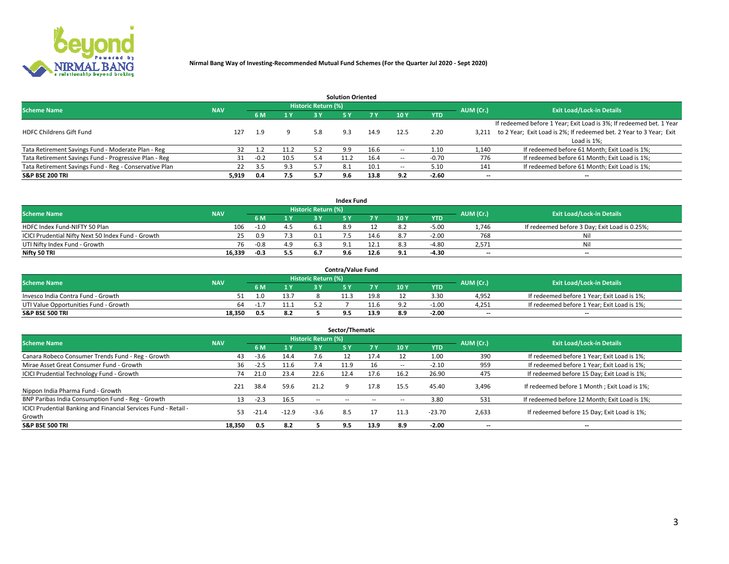**Nirmal Bang Way of Investing-Recommended Mutual Fund Schemes (For the Quarter Jul 2020 - Sept 2020)**

### Solution Oriented

| Scheme Name | NAV | Historic Return (%) | | | | | | | AUM (Cr.) | Exit Load/Lock-in Details |
|---|---|---|---|---|---|---|---|---|---|---|
| | | 6 M | 1 Y | 3 Y | 5 Y | 7 Y | 10 Y | YTD | | |
| HDFC Childrens Gift Fund | 127 | 1.9 | 9 | 5.8 | 9.3 | 14.9 | 12.5 | 2.20 | 3,211 | If redeemed before 1 Year; Exit Load is 3%; If redeemed bet. 1 Year to 2 Year; Exit Load is 2%; If redeemed bet. 2 Year to 3 Year; Exit Load is 1%; |
| Tata Retirement Savings Fund - Moderate Plan - Reg | 32 | 1.2 | 11.2 | 5.2 | 9.9 | 16.6 | -- | 1.10 | 1,140 | If redeemed before 61 Month; Exit Load is 1%; |
| Tata Retirement Savings Fund - Progressive Plan - Reg | 31 | -0.2 | 10.5 | 5.4 | 11.2 | 16.4 | -- | -0.70 | 776 | If redeemed before 61 Month; Exit Load is 1%; |
| Tata Retirement Savings Fund - Reg - Conservative Plan | 22 | 3.5 | 9.3 | 5.7 | 8.1 | 10.1 | -- | 5.10 | 141 | If redeemed before 61 Month; Exit Load is 1%; |
| **S&P BSE 200 TRI** | **5,919** | **0.4** | **7.5** | **5.7** | **9.6** | **13.8** | **9.2** | **-2.60** | **--** | **--** |

### Index Fund

| Scheme Name | NAV | Historic Return (%) | | | | | | | AUM (Cr.) | Exit Load/Lock-in Details |
|---|---|---|---|---|---|---|---|---|---|---|
| | | 6 M | 1 Y | 3 Y | 5 Y | 7 Y | 10 Y | YTD | | |
| HDFC Index Fund-NIFTY 50 Plan | 106 | -1.0 | 4.5 | 6.1 | 8.9 | 12 | 8.2 | -5.00 | 1,746 | If redeemed before 3 Day; Exit Load is 0.25%; |
| ICICI Prudential Nifty Next 50 Index Fund - Growth | 25 | 0.9 | 7.3 | 0.1 | 7.5 | 14.6 | 8.7 | -2.00 | 768 | Nil |
| UTI Nifty Index Fund - Growth | 76 | -0.8 | 4.9 | 6.3 | 9.1 | 12.1 | 8.3 | -4.80 | 2,571 | Nil |
| **Nifty 50 TRI** | **16,339** | **-0.3** | **5.5** | **6.7** | **9.6** | **12.6** | **9.1** | **-4.30** | **--** | **--** |

### Contra/Value Fund

| Scheme Name | NAV | Historic Return (%) | | | | | | | AUM (Cr.) | Exit Load/Lock-in Details |
|---|---|---|---|---|---|---|---|---|---|---|
| | | 6 M | 1 Y | 3 Y | 5 Y | 7 Y | 10 Y | YTD | | |
| Invesco India Contra Fund - Growth | 51 | 1.0 | 13.7 | 8 | 11.3 | 19.8 | 12 | 3.30 | 4,952 | If redeemed before 1 Year; Exit Load is 1%; |
| UTI Value Opportunities Fund - Growth | 64 | -1.7 | 11.1 | 5.2 | 7 | 11.6 | 9.2 | -1.00 | 4,251 | If redeemed before 1 Year; Exit Load is 1%; |
| **S&P BSE 500 TRI** | **18,350** | **0.5** | **8.2** | **5** | **9.5** | **13.9** | **8.9** | **-2.00** | **--** | **--** |

### Sector/Thematic

| Scheme Name | NAV | Historic Return (%) | | | | | | | AUM (Cr.) | Exit Load/Lock-in Details |
|---|---|---|---|---|---|---|---|---|---|---|
| | | 6 M | 1 Y | 3 Y | 5 Y | 7 Y | 10 Y | YTD | | |
| Canara Robeco Consumer Trends Fund - Reg - Growth | 43 | -3.6 | 14.4 | 7.6 | 12 | 17.4 | 12 | 1.00 | 390 | If redeemed before 1 Year; Exit Load is 1%; |
| Mirae Asset Great Consumer Fund - Growth | 36 | -2.5 | 11.6 | 7.4 | 11.9 | 16 | -- | -2.10 | 959 | If redeemed before 1 Year; Exit Load is 1%; |
| ICICI Prudential Technology Fund - Growth | 74 | 21.0 | 23.4 | 22.6 | 12.4 | 17.6 | 16.2 | 26.90 | 475 | If redeemed before 15 Day; Exit Load is 1%; |
| Nippon India Pharma Fund - Growth | 221 | 38.4 | 59.6 | 21.2 | 9 | 17.8 | 15.5 | 45.40 | 3,496 | If redeemed before 1 Month ; Exit Load is 1%; |
| BNP Paribas India Consumption Fund - Reg - Growth | 13 | -2.3 | 16.5 | -- | -- | -- | -- | 3.80 | 531 | If redeemed before 12 Month; Exit Load is 1%; |
| ICICI Prudential Banking and Financial Services Fund - Retail - Growth | 53 | -21.4 | -12.9 | -3.6 | 8.5 | 17 | 11.3 | -23.70 | 2,633 | If redeemed before 15 Day; Exit Load is 1%; |
| **S&P BSE 500 TRI** | **18,350** | **0.5** | **8.2** | **5** | **9.5** | **13.9** | **8.9** | **-2.00** | **--** | **--** |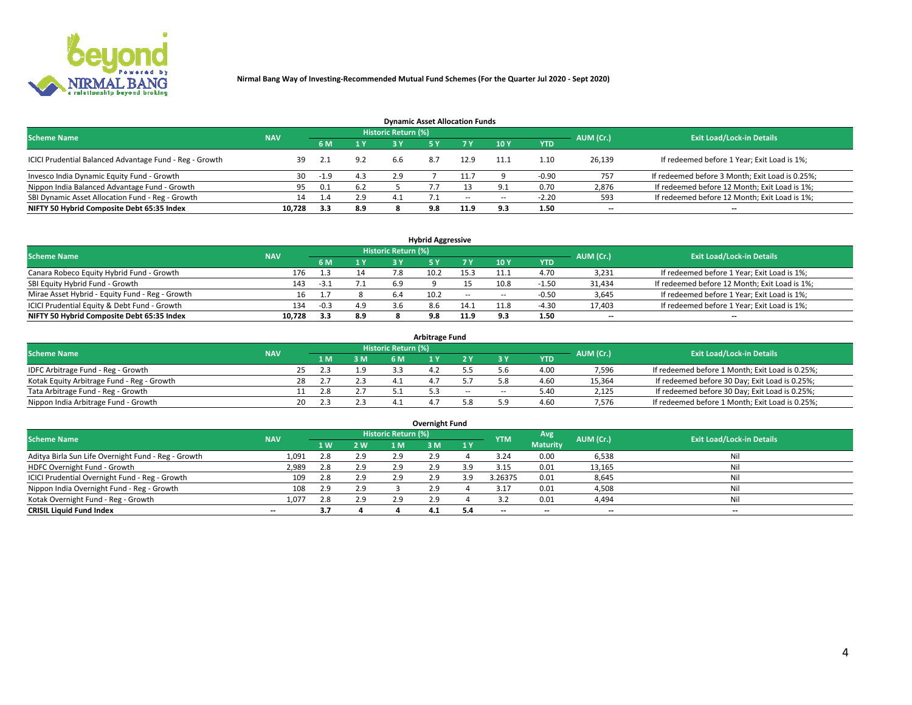Nirmal Bang Way of Investing-Recommended Mutual Fund Schemes (For the Quarter Jul 2020 - Sept 2020)

### Dynamic Asset Allocation Funds

| Scheme Name | NAV | Historic Return (%) | | | | | | | AUM (Cr.) | Exit Load/Lock-in Details |
|---|---|---|---|---|---|---|---|---|---|---|
| | | 6 M | 1 Y | 3 Y | 5 Y | 7 Y | 10 Y | YTD | | |
| ICICI Prudential Balanced Advantage Fund - Reg - Growth | 39 | 2.1 | 9.2 | 6.6 | 8.7 | 12.9 | 11.1 | 1.10 | 26,139 | If redeemed before 1 Year; Exit Load is 1%; |
| Invesco India Dynamic Equity Fund - Growth | 30 | -1.9 | 4.3 | 2.9 | 7 | 11.7 | 9 | -0.90 | 757 | If redeemed before 3 Month; Exit Load is 0.25%; |
| Nippon India Balanced Advantage Fund - Growth | 95 | 0.1 | 6.2 | 5 | 7.7 | 13 | 9.1 | 0.70 | 2,876 | If redeemed before 12 Month; Exit Load is 1%; |
| SBI Dynamic Asset Allocation Fund - Reg - Growth | 14 | 1.4 | 2.9 | 4.1 | 7.1 | -- | -- | -2.20 | 593 | If redeemed before 12 Month; Exit Load is 1%; |
| **NIFTY 50 Hybrid Composite Debt 65:35 Index** | **10,728** | **3.3** | **8.9** | **8** | **9.8** | **11.9** | **9.3** | **1.50** | **--** | **--** |

### Hybrid Aggressive

| Scheme Name | NAV | Historic Return (%) | | | | | | | AUM (Cr.) | Exit Load/Lock-in Details |
|---|---|---|---|---|---|---|---|---|---|---|
| | | 6 M | 1 Y | 3 Y | 5 Y | 7 Y | 10 Y | YTD | | |
| Canara Robeco Equity Hybrid Fund - Growth | 176 | 1.3 | 14 | 7.8 | 10.2 | 15.3 | 11.1 | 4.70 | 3,231 | If redeemed before 1 Year; Exit Load is 1%; |
| SBI Equity Hybrid Fund - Growth | 143 | -3.1 | 7.1 | 6.9 | 9 | 15 | 10.8 | -1.50 | 31,434 | If redeemed before 12 Month; Exit Load is 1%; |
| Mirae Asset Hybrid - Equity Fund - Reg - Growth | 16 | 1.7 | 8 | 6.4 | 10.2 | -- | -- | -0.50 | 3,645 | If redeemed before 1 Year; Exit Load is 1%; |
| ICICI Prudential Equity & Debt Fund - Growth | 134 | -0.3 | 4.9 | 3.6 | 8.6 | 14.1 | 11.8 | -4.30 | 17,403 | If redeemed before 1 Year; Exit Load is 1%; |
| **NIFTY 50 Hybrid Composite Debt 65:35 Index** | **10,728** | **3.3** | **8.9** | **8** | **9.8** | **11.9** | **9.3** | **1.50** | **--** | **--** |

### Arbitrage Fund

| Scheme Name | NAV | Historic Return (%) | | | | | | | AUM (Cr.) | Exit Load/Lock-in Details |
|---|---|---|---|---|---|---|---|---|---|---|
| | | 1 M | 3 M | 6 M | 1 Y | 2 Y | 3 Y | YTD | | |
| IDFC Arbitrage Fund - Reg - Growth | 25 | 2.3 | 1.9 | 3.3 | 4.2 | 5.5 | 5.6 | 4.00 | 7,596 | If redeemed before 1 Month; Exit Load is 0.25%; |
| Kotak Equity Arbitrage Fund - Reg - Growth | 28 | 2.7 | 2.3 | 4.1 | 4.7 | 5.7 | 5.8 | 4.60 | 15,364 | If redeemed before 30 Day; Exit Load is 0.25%; |
| Tata Arbitrage Fund - Reg - Growth | 11 | 2.8 | 2.7 | 5.1 | 5.3 | -- | -- | 5.40 | 2,125 | If redeemed before 30 Day; Exit Load is 0.25%; |
| Nippon India Arbitrage Fund - Growth | 20 | 2.3 | 2.3 | 4.1 | 4.7 | 5.8 | 5.9 | 4.60 | 7,576 | If redeemed before 1 Month; Exit Load is 0.25%; |

### Overnight Fund

| Scheme Name | NAV | Historic Return (%) | | | | | YTM | Avg Maturity | AUM (Cr.) | Exit Load/Lock-in Details |
|---|---|---|---|---|---|---|---|---|---|---|
| | | 1 W | 2 W | 1 M | 3 M | 1 Y | | | | |
| Aditya Birla Sun Life Overnight Fund - Reg - Growth | 1,091 | 2.8 | 2.9 | 2.9 | 2.9 | 4 | 3.24 | 0.00 | 6,538 | Nil |
| HDFC Overnight Fund - Growth | 2,989 | 2.8 | 2.9 | 2.9 | 2.9 | 3.9 | 3.15 | 0.01 | 13,165 | Nil |
| ICICI Prudential Overnight Fund - Reg - Growth | 109 | 2.8 | 2.9 | 2.9 | 2.9 | 3.9 | 3.26375 | 0.01 | 8,645 | Nil |
| Nippon India Overnight Fund - Reg - Growth | 108 | 2.9 | 2.9 | 3 | 2.9 | 4 | 3.17 | 0.01 | 4,508 | Nil |
| Kotak Overnight Fund - Reg - Growth | 1,077 | 2.8 | 2.9 | 2.9 | 2.9 | 4 | 3.2 | 0.01 | 4,494 | Nil |
| **CRISIL Liquid Fund Index** | **--** | **3.7** | **4** | **4** | **4.1** | **5.4** | **--** | **--** | **--** | **--** |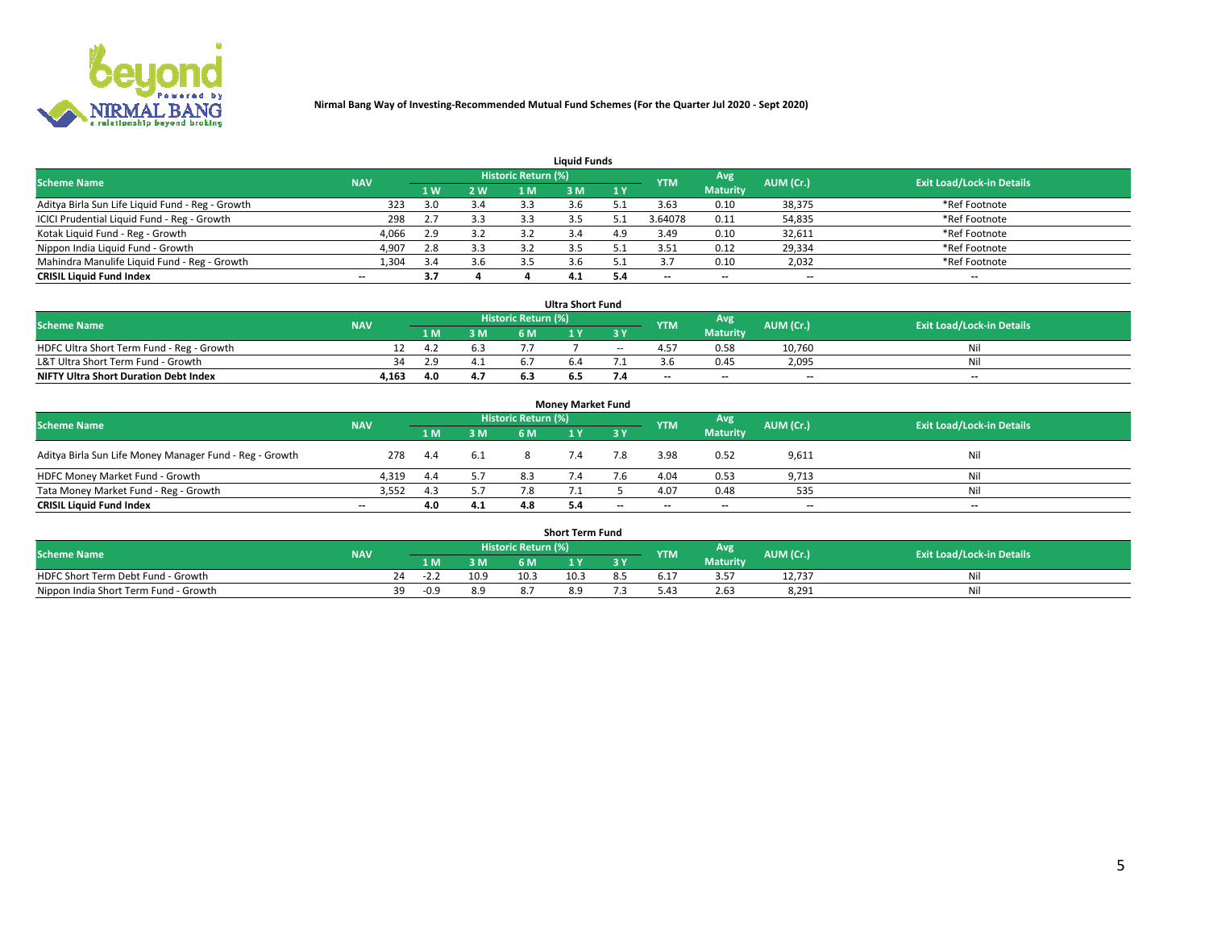**Nirmal Bang Way of Investing-Recommended Mutual Fund Schemes (For the Quarter Jul 2020 - Sept 2020)**

### Liquid Funds

| Scheme Name | NAV | Historic Return (%) | | | | | YTM | Avg Maturity | AUM (Cr.) | Exit Load/Lock-in Details |
|---|---|---|---|---|---|---|---|---|---|---|
| | | 1 W | 2 W | 1 M | 3 M | 1 Y | | | | |
| Aditya Birla Sun Life Liquid Fund - Reg - Growth | 323 | 3.0 | 3.4 | 3.3 | 3.6 | 5.1 | 3.63 | 0.10 | 38,375 | *Ref Footnote |
| ICICI Prudential Liquid Fund - Reg - Growth | 298 | 2.7 | 3.3 | 3.3 | 3.5 | 5.1 | 3.64078 | 0.11 | 54,835 | *Ref Footnote |
| Kotak Liquid Fund - Reg - Growth | 4,066 | 2.9 | 3.2 | 3.2 | 3.4 | 4.9 | 3.49 | 0.10 | 32,611 | *Ref Footnote |
| Nippon India Liquid Fund - Growth | 4,907 | 2.8 | 3.3 | 3.2 | 3.5 | 5.1 | 3.51 | 0.12 | 29,334 | *Ref Footnote |
| Mahindra Manulife Liquid Fund - Reg - Growth | 1,304 | 3.4 | 3.6 | 3.5 | 3.6 | 5.1 | 3.7 | 0.10 | 2,032 | *Ref Footnote |
| **CRISIL Liquid Fund Index** | -- | **3.7** | **4** | **4** | **4.1** | **5.4** | -- | -- | -- | -- |

### Ultra Short Fund

| Scheme Name | NAV | Historic Return (%) | | | | | YTM | Avg Maturity | AUM (Cr.) | Exit Load/Lock-in Details |
|---|---|---|---|---|---|---|---|---|---|---|
| | | 1 M | 3 M | 6 M | 1 Y | 3 Y | | | | |
| HDFC Ultra Short Term Fund - Reg - Growth | 12 | 4.2 | 6.3 | 7.7 | 7 | -- | 4.57 | 0.58 | 10,760 | Nil |
| L&T Ultra Short Term Fund - Growth | 34 | 2.9 | 4.1 | 6.7 | 6.4 | 7.1 | 3.6 | 0.45 | 2,095 | Nil |
| **NIFTY Ultra Short Duration Debt Index** | **4,163** | **4.0** | **4.7** | **6.3** | **6.5** | **7.4** | -- | -- | -- | -- |

### Money Market Fund

| Scheme Name | NAV | Historic Return (%) | | | | | YTM | Avg Maturity | AUM (Cr.) | Exit Load/Lock-in Details |
|---|---|---|---|---|---|---|---|---|---|---|
| | | 1 M | 3 M | 6 M | 1 Y | 3 Y | | | | |
| Aditya Birla Sun Life Money Manager Fund - Reg - Growth | 278 | 4.4 | 6.1 | 8 | 7.4 | 7.8 | 3.98 | 0.52 | 9,611 | Nil |
| HDFC Money Market Fund - Growth | 4,319 | 4.4 | 5.7 | 8.3 | 7.4 | 7.6 | 4.04 | 0.53 | 9,713 | Nil |
| Tata Money Market Fund - Reg - Growth | 3,552 | 4.3 | 5.7 | 7.8 | 7.1 | 5 | 4.07 | 0.48 | 535 | Nil |
| **CRISIL Liquid Fund Index** | -- | **4.0** | **4.1** | **4.8** | **5.4** | -- | -- | -- | -- | -- |

### Short Term Fund

| Scheme Name | NAV | Historic Return (%) | | | | | YTM | Avg Maturity | AUM (Cr.) | Exit Load/Lock-in Details |
|---|---|---|---|---|---|---|---|---|---|---|
| | | 1 M | 3 M | 6 M | 1 Y | 3 Y | | | | |
| HDFC Short Term Debt Fund - Growth | 24 | -2.2 | 10.9 | 10.3 | 10.3 | 8.5 | 6.17 | 3.57 | 12,737 | Nil |
| Nippon India Short Term Fund - Growth | 39 | -0.9 | 8.9 | 8.7 | 8.9 | 7.3 | 5.43 | 2.63 | 8,291 | Nil |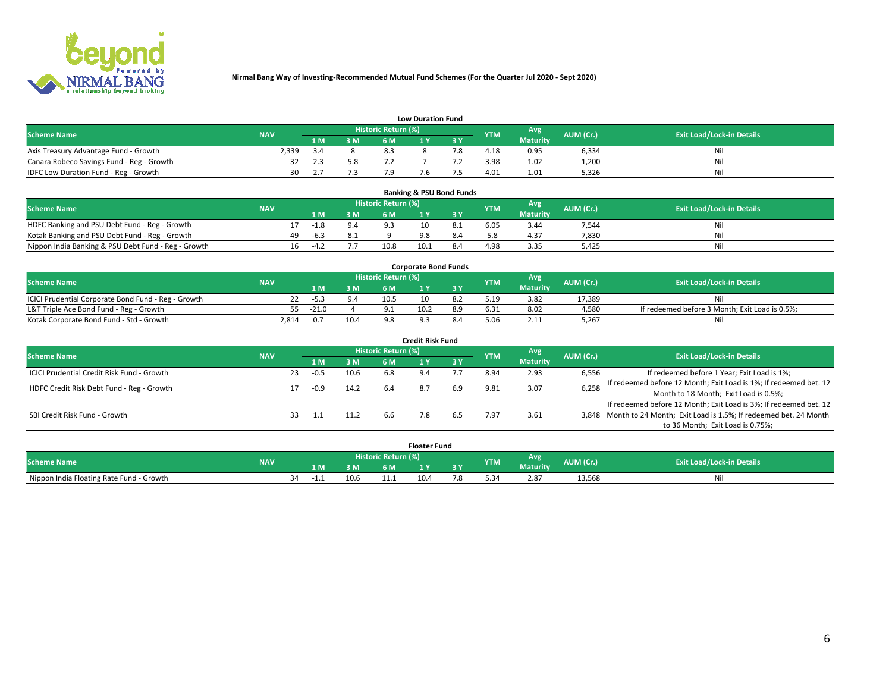## Nirmal Bang Way of Investing-Recommended Mutual Fund Schemes (For the Quarter Jul 2020 - Sept 2020)

### Low Duration Fund

| Scheme Name | NAV | Historic Return (%) | | | | | YTM | Avg Maturity | AUM (Cr.) | Exit Load/Lock-in Details |
|---|---|---|---|---|---|---|---|---|---|---|
| | | 1 M | 3 M | 6 M | 1 Y | 3 Y | | | | |
| Axis Treasury Advantage Fund - Growth | 2,339 | 3.4 | 8 | 8.3 | 8 | 7.8 | 4.18 | 0.95 | 6,334 | Nil |
| Canara Robeco Savings Fund - Reg - Growth | 32 | 2.3 | 5.8 | 7.2 | 7 | 7.2 | 3.98 | 1.02 | 1,200 | Nil |
| IDFC Low Duration Fund - Reg - Growth | 30 | 2.7 | 7.3 | 7.9 | 7.6 | 7.5 | 4.01 | 1.01 | 5,326 | Nil |

### Banking & PSU Bond Funds

| Scheme Name | NAV | Historic Return (%) | | | | | YTM | Avg Maturity | AUM (Cr.) | Exit Load/Lock-in Details |
|---|---|---|---|---|---|---|---|---|---|---|
| | | 1 M | 3 M | 6 M | 1 Y | 3 Y | | | | |
| HDFC Banking and PSU Debt Fund - Reg - Growth | 17 | -1.8 | 9.4 | 9.3 | 10 | 8.1 | 6.05 | 3.44 | 7,544 | Nil |
| Kotak Banking and PSU Debt Fund - Reg - Growth | 49 | -6.3 | 8.1 | 9 | 9.8 | 8.4 | 5.8 | 4.37 | 7,830 | Nil |
| Nippon India Banking & PSU Debt Fund - Reg - Growth | 16 | -4.2 | 7.7 | 10.8 | 10.1 | 8.4 | 4.98 | 3.35 | 5,425 | Nil |

### Corporate Bond Funds

| Scheme Name | NAV | Historic Return (%) | | | | | YTM | Avg Maturity | AUM (Cr.) | Exit Load/Lock-in Details |
|---|---|---|---|---|---|---|---|---|---|---|
| | | 1 M | 3 M | 6 M | 1 Y | 3 Y | | | | |
| ICICI Prudential Corporate Bond Fund - Reg - Growth | 22 | -5.3 | 9.4 | 10.5 | 10 | 8.2 | 5.19 | 3.82 | 17,389 | Nil |
| L&T Triple Ace Bond Fund - Reg - Growth | 55 | -21.0 | 4 | 9.1 | 10.2 | 8.9 | 6.31 | 8.02 | 4,580 | If redeemed before 3 Month; Exit Load is 0.5%; |
| Kotak Corporate Bond Fund - Std - Growth | 2,814 | 0.7 | 10.4 | 9.8 | 9.3 | 8.4 | 5.06 | 2.11 | 5,267 | Nil |

### Credit Risk Fund

| Scheme Name | NAV | Historic Return (%) | | | | | YTM | Avg Maturity | AUM (Cr.) | Exit Load/Lock-in Details |
|---|---|---|---|---|---|---|---|---|---|---|
| | | 1 M | 3 M | 6 M | 1 Y | 3 Y | | | | |
| ICICI Prudential Credit Risk Fund - Growth | 23 | -0.5 | 10.6 | 6.8 | 9.4 | 7.7 | 8.94 | 2.93 | 6,556 | If redeemed before 1 Year; Exit Load is 1%; |
| HDFC Credit Risk Debt Fund - Reg - Growth | 17 | -0.9 | 14.2 | 6.4 | 8.7 | 6.9 | 9.81 | 3.07 | 6,258 | If redeemed before 12 Month; Exit Load is 1%; If redeemed bet. 12 Month to 18 Month; Exit Load is 0.5%; |
| SBI Credit Risk Fund - Growth | 33 | 1.1 | 11.2 | 6.6 | 7.8 | 6.5 | 7.97 | 3.61 | 3,848 | If redeemed before 12 Month; Exit Load is 3%; If redeemed bet. 12 Month to 24 Month; Exit Load is 1.5%; If redeemed bet. 24 Month to 36 Month; Exit Load is 0.75%; |

### Floater Fund

| Scheme Name | NAV | Historic Return (%) | | | | | YTM | Avg Maturity | AUM (Cr.) | Exit Load/Lock-in Details |
|---|---|---|---|---|---|---|---|---|---|---|
| | | 1 M | 3 M | 6 M | 1 Y | 3 Y | | | | |
| Nippon India Floating Rate Fund - Growth | 34 | -1.1 | 10.6 | 11.1 | 10.4 | 7.8 | 5.34 | 2.87 | 13,568 | Nil |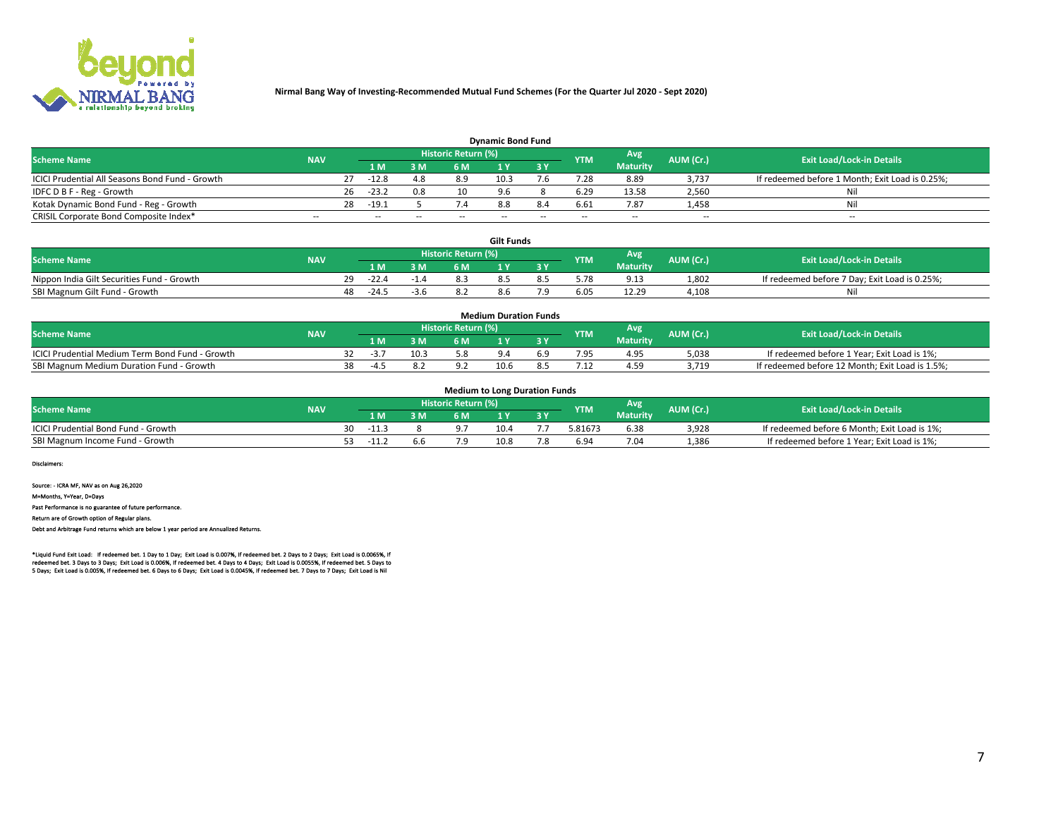**Nirmal Bang Way of Investing-Recommended Mutual Fund Schemes (For the Quarter Jul 2020 - Sept 2020)**

### Dynamic Bond Fund

| Scheme Name | NAV | Historic Return (%) | | | | | YTM | Avg Maturity | AUM (Cr.) | Exit Load/Lock-in Details |
|---|---|---|---|---|---|---|---|---|---|---|
| | | 1 M | 3 M | 6 M | 1 Y | 3 Y | | | | |
| ICICI Prudential All Seasons Bond Fund - Growth | 27 | -12.8 | 4.8 | 8.9 | 10.3 | 7.6 | 7.28 | 8.89 | 3,737 | If redeemed before 1 Month; Exit Load is 0.25%; |
| IDFC D B F - Reg - Growth | 26 | -23.2 | 0.8 | 10 | 9.6 | 8 | 6.29 | 13.58 | 2,560 | Nil |
| Kotak Dynamic Bond Fund - Reg - Growth | 28 | -19.1 | 5 | 7.4 | 8.8 | 8.4 | 6.61 | 7.87 | 1,458 | Nil |
| CRISIL Corporate Bond Composite Index* | -- | -- | -- | -- | -- | -- | -- | -- | -- | -- |

### Gilt Funds

| Scheme Name | NAV | Historic Return (%) | | | | | YTM | Avg Maturity | AUM (Cr.) | Exit Load/Lock-in Details |
|---|---|---|---|---|---|---|---|---|---|---|
| | | 1 M | 3 M | 6 M | 1 Y | 3 Y | | | | |
| Nippon India Gilt Securities Fund - Growth | 29 | -22.4 | -1.4 | 8.3 | 8.5 | 8.5 | 5.78 | 9.13 | 1,802 | If redeemed before 7 Day; Exit Load is 0.25%; |
| SBI Magnum Gilt Fund - Growth | 48 | -24.5 | -3.6 | 8.2 | 8.6 | 7.9 | 6.05 | 12.29 | 4,108 | Nil |

### Medium Duration Funds

| Scheme Name | NAV | Historic Return (%) | | | | | YTM | Avg Maturity | AUM (Cr.) | Exit Load/Lock-in Details |
|---|---|---|---|---|---|---|---|---|---|---|
| | | 1 M | 3 M | 6 M | 1 Y | 3 Y | | | | |
| ICICI Prudential Medium Term Bond Fund - Growth | 32 | -3.7 | 10.3 | 5.8 | 9.4 | 6.9 | 7.95 | 4.95 | 5,038 | If redeemed before 1 Year; Exit Load is 1%; |
| SBI Magnum Medium Duration Fund - Growth | 38 | -4.5 | 8.2 | 9.2 | 10.6 | 8.5 | 7.12 | 4.59 | 3,719 | If redeemed before 12 Month; Exit Load is 1.5%; |

### Medium to Long Duration Funds

| Scheme Name | NAV | Historic Return (%) | | | | | YTM | Avg Maturity | AUM (Cr.) | Exit Load/Lock-in Details |
|---|---|---|---|---|---|---|---|---|---|---|
| | | 1 M | 3 M | 6 M | 1 Y | 3 Y | | | | |
| ICICI Prudential Bond Fund - Growth | 30 | -11.3 | 8 | 9.7 | 10.4 | 7.7 | 5.81673 | 6.38 | 3,928 | If redeemed before 6 Month; Exit Load is 1%; |
| SBI Magnum Income Fund - Growth | 53 | -11.2 | 6.6 | 7.9 | 10.8 | 7.8 | 6.94 | 7.04 | 1,386 | If redeemed before 1 Year; Exit Load is 1%; |

Disclaimers:

Source: - ICRA MF, NAV as on Aug 26,2020

M=Months, Y=Year, D=Days

Past Performance is no guarantee of future performance.

Return are of Growth option of Regular plans.

Debt and Arbitrage Fund returns which are below 1 year period are Annualized Returns.

*Liquid Fund Exit Load: If redeemed bet. 1 Day to 1 Day; Exit Load is 0.007%, If redeemed bet. 2 Days to 2 Days; Exit Load is 0.0065%, If redeemed bet. 3 Days to 3 Days; Exit Load is 0.006%, If redeemed bet. 4 Days to 4 Days; Exit Load is 0.0055%, If redeemed bet. 5 Days to 5 Days; Exit Load is 0.005%, If redeemed bet. 6 Days to 6 Days; Exit Load is 0.0045%, If redeemed bet. 7 Days to 7 Days; Exit Load is Nil